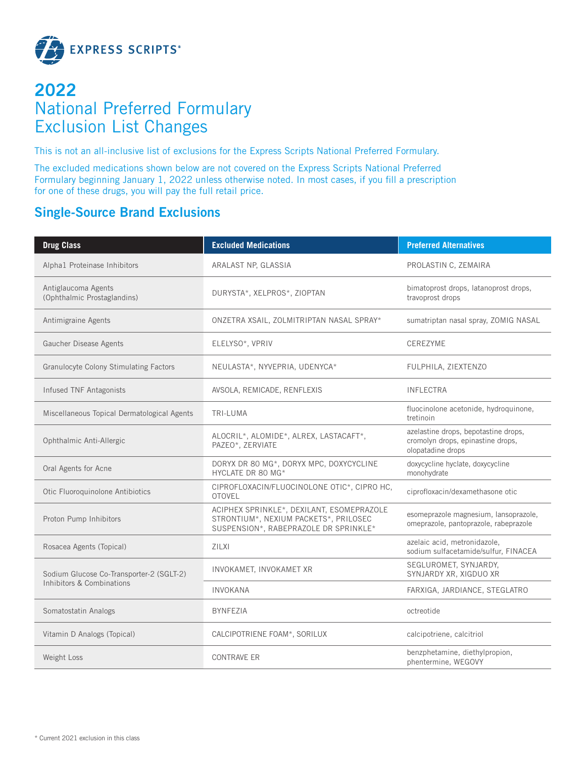# 2022
# National Preferred Formulary Exclusion List Changes

This is not an all-inclusive list of exclusions for the Express Scripts National Preferred Formulary.

The excluded medications shown below are not covered on the Express Scripts National Preferred Formulary beginning January 1, 2022 unless otherwise noted. In most cases, if you fill a prescription for one of these drugs, you will pay the full retail price.

## Single-Source Brand Exclusions

| Drug Class | Excluded Medications | Preferred Alternatives |
|---|---|---|
| Alpha1 Proteinase Inhibitors | ARALAST NP, GLASSIA | PROLASTIN C, ZEMAIRA |
| Antiglaucoma Agents (Ophthalmic Prostaglandins) | DURYSTA*, XELPROS*, ZIOPTAN | bimatoprost drops, latanoprost drops, travoprost drops |
| Antimigraine Agents | ONZETRA XSAIL, ZOLMITRIPTAN NASAL SPRAY* | sumatriptan nasal spray, ZOMIG NASAL |
| Gaucher Disease Agents | ELELYSO*, VPRIV | CEREZYME |
| Granulocyte Colony Stimulating Factors | NEULASTA*, NYVEPRIA, UDENYCA* | FULPHILA, ZIEXTENZO |
| Infused TNF Antagonists | AVSOLA, REMICADE, RENFLEXIS | INFLECTRA |
| Miscellaneous Topical Dermatological Agents | TRI-LUMA | fluocinolone acetonide, hydroquinone, tretinoin |
| Ophthalmic Anti-Allergic | ALOCRIL*, ALOMIDE*, ALREX, LASTACAFT*, PAZEO*, ZERVIATE | azelastine drops, bepotastine drops, cromolyn drops, epinastine drops, olopatadine drops |
| Oral Agents for Acne | DORYX DR 80 MG*, DORYX MPC, DOXYCYCLINE HYCLATE DR 80 MG* | doxycycline hyclate, doxycycline monohydrate |
| Otic Fluoroquinolone Antibiotics | CIPROFLOXACIN/FLUOCINOLONE OTIC*, CIPRO HC, OTOVEL | ciprofloxacin/dexamethasone otic |
| Proton Pump Inhibitors | ACIPHEX SPRINKLE*, DEXILANT, ESOMEPRAZOLE STRONTIUM*, NEXIUM PACKETS*, PRILOSEC SUSPENSION*, RABEPRAZOLE DR SPRINKLE* | esomeprazole magnesium, lansoprazole, omeprazole, pantoprazole, rabeprazole |
| Rosacea Agents (Topical) | ZILXI | azelaic acid, metronidazole, sodium sulfacetamide/sulfur, FINACEA |
| Sodium Glucose Co-Transporter-2 (SGLT-2) Inhibitors & Combinations | INVOKAMET, INVOKAMET XR | SEGLUROMET, SYNJARDY, SYNJARDY XR, XIGDUO XR |
| | INVOKANA | FARXIGA, JARDIANCE, STEGLATRO |
| Somatostatin Analogs | BYNFEZIA | octreotide |
| Vitamin D Analogs (Topical) | CALCIPOTRIENE FOAM*, SORILUX | calcipotriene, calcitriol |
| Weight Loss | CONTRAVE ER | benzphetamine, diethylpropion, phentermine, WEGOVY |

\* Current 2021 exclusion in this class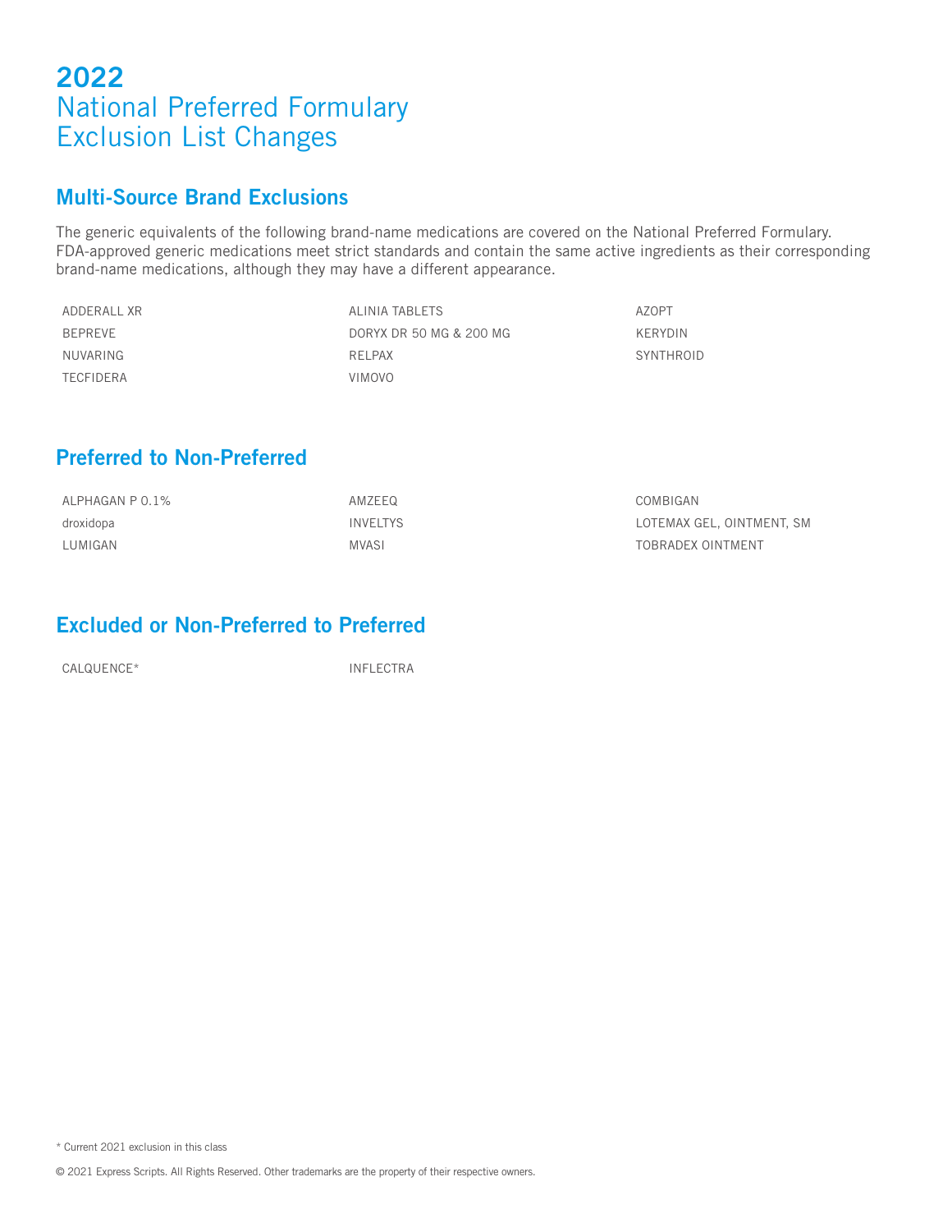# 2022
# National Preferred Formulary Exclusion List Changes

## Multi-Source Brand Exclusions

The generic equivalents of the following brand-name medications are covered on the National Preferred Formulary. FDA-approved generic medications meet strict standards and contain the same active ingredients as their corresponding brand-name medications, although they may have a different appearance.

| | | |
|---|---|---|
| ADDERALL XR | ALINIA TABLETS | AZOPT |
| BEPREVE | DORYX DR 50 MG & 200 MG | KERYDIN |
| NUVARING | RELPAX | SYNTHROID |
| TECFIDERA | VIMOVO | |

## Preferred to Non-Preferred

| | | |
|---|---|---|
| ALPHAGAN P 0.1% | AMZEEQ | COMBIGAN |
| droxidopa | INVELTYS | LOTEMAX GEL, OINTMENT, SM |
| LUMIGAN | MVASI | TOBRADEX OINTMENT |

## Excluded or Non-Preferred to Preferred

| | |
|---|---|
| CALQUENCE* | INFLECTRA |

\* Current 2021 exclusion in this class

© 2021 Express Scripts. All Rights Reserved. Other trademarks are the property of their respective owners.